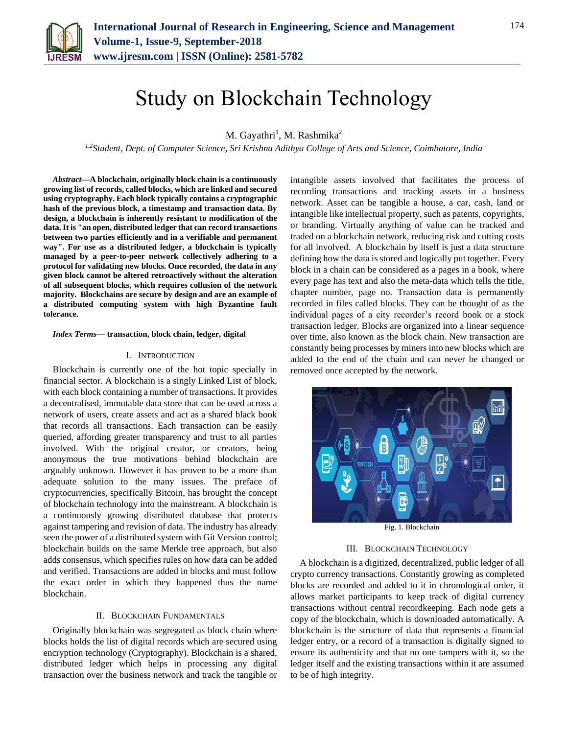# Study on Blockchain Technology

M. Gayathri[1], M. Rashmika[2]

[1,2]*Student, Dept. of Computer Science, Sri Krishna Adithya College of Arts and Science, Coimbatore, India*

***Abstract*—A blockchain, originally block chain is a continuously growing list of records, called blocks, which are linked and secured using cryptography. Each block typically contains a cryptographic hash of the previous block, a timestamp and transaction data. By design, a blockchain is inherently resistant to modification of the data. It is "an open, distributed ledger that can record transactions between two parties efficiently and in a verifiable and permanent way". For use as a distributed ledger, a blockchain is typically managed by a peer-to-peer network collectively adhering to a protocol for validating new blocks. Once recorded, the data in any given block cannot be altered retroactively without the alteration of all subsequent blocks, which requires collusion of the network majority. Blockchains are secure by design and are an example of a distributed computing system with high Byzantine fault tolerance.**

***Index Terms*— transaction, block chain, ledger, digital**

## I. Introduction

Blockchain is currently one of the hot topic specially in financial sector. A blockchain is a singly Linked List of block, with each block containing a number of transactions. It provides a decentralised, immutable data store that can be used across a network of users, create assets and act as a shared black book that records all transactions. Each transaction can be easily queried, affording greater transparency and trust to all parties involved. With the original creator, or creators, being anonymous the true motivations behind blockchain are arguably unknown. However it has proven to be a more than adequate solution to the many issues. The preface of cryptocurrencies, specifically Bitcoin, has brought the concept of blockchain technology into the mainstream. A blockchain is a continuously growing distributed database that protects against tampering and revision of data. The industry has already seen the power of a distributed system with Git Version control; blockchain builds on the same Merkle tree approach, but also adds consensus, which specifies rules on how data can be added and verified. Transactions are added in blocks and must follow the exact order in which they happened thus the name blockchain.

## II. Blockchain Fundamentals

Originally blockchain was segregated as block chain where blocks holds the list of digital records which are secured using encryption technology (Cryptography). Blockchain is a shared, distributed ledger which helps in processing any digital transaction over the business network and track the tangible or intangible assets involved that facilitates the process of recording transactions and tracking assets in a business network. Asset can be tangible a house, a car, cash, land or intangible like intellectual property, such as patents, copyrights, or branding. Virtually anything of value can be tracked and traded on a blockchain network, reducing risk and cutting costs for all involved. A blockchain by itself is just a data structure defining how the data is stored and logically put together. Every block in a chain can be considered as a pages in a book, where every page has text and also the meta-data which tells the title, chapter number, page no. Transaction data is permanently recorded in files called blocks. They can be thought of as the individual pages of a city recorder's record book or a stock transaction ledger. Blocks are organized into a linear sequence over time, also known as the block chain. New transaction are constantly being processes by miners into new blocks which are added to the end of the chain and can never be changed or removed once accepted by the network.

Fig. 1. Blockchain

## III. Blockchain Technology

A blockchain is a digitized, decentralized, public ledger of all crypto currency transactions. Constantly growing as completed blocks are recorded and added to it in chronological order, it allows market participants to keep track of digital currency transactions without central recordkeeping. Each node gets a copy of the blockchain, which is downloaded automatically. A blockchain is the structure of data that represents a financial ledger entry, or a record of a transaction is digitally signed to ensure its authenticity and that no one tampers with it, so the ledger itself and the existing transactions within it are assumed to be of high integrity.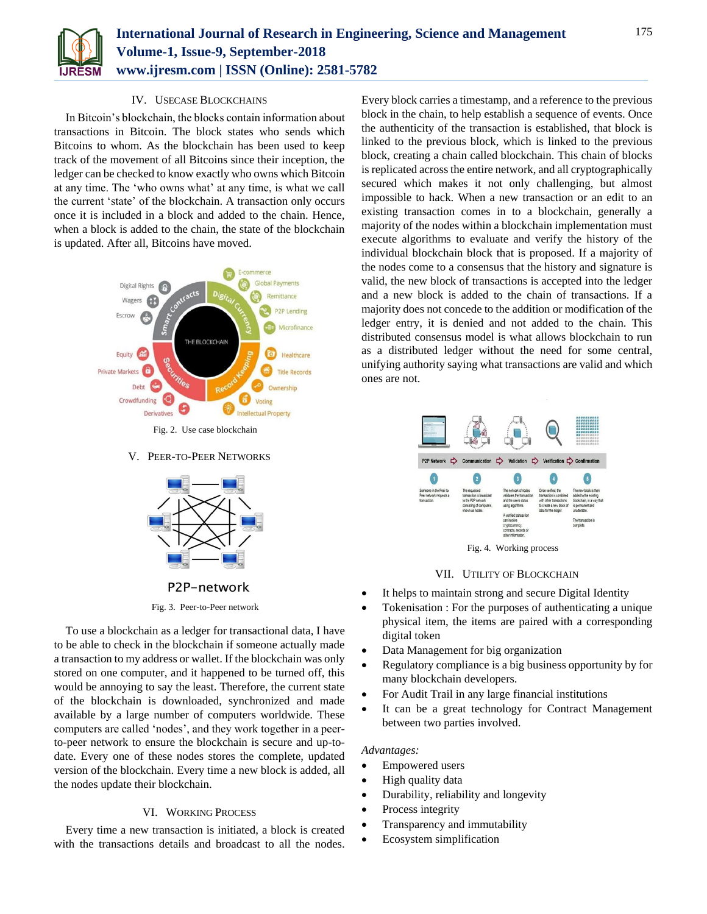## IV. USECASE BLOCKCHAINS

In Bitcoin's blockchain, the blocks contain information about transactions in Bitcoin. The block states who sends which Bitcoins to whom. As the blockchain has been used to keep track of the movement of all Bitcoins since their inception, the ledger can be checked to know exactly who owns which Bitcoin at any time. The 'who owns what' at any time, is what we call the current 'state' of the blockchain. A transaction only occurs once it is included in a block and added to the chain. Hence, when a block is added to the chain, the state of the blockchain is updated. After all, Bitcoins have moved.

Fig. 2. Use case blockchain

## V. PEER-TO-PEER NETWORKS

Fig. 3. Peer-to-Peer network

To use a blockchain as a ledger for transactional data, I have to be able to check in the blockchain if someone actually made a transaction to my address or wallet. If the blockchain was only stored on one computer, and it happened to be turned off, this would be annoying to say the least. Therefore, the current state of the blockchain is downloaded, synchronized and made available by a large number of computers worldwide. These computers are called 'nodes', and they work together in a peer-to-peer network to ensure the blockchain is secure and up-to-date. Every one of these nodes stores the complete, updated version of the blockchain. Every time a new block is added, all the nodes update their blockchain.

## VI. WORKING PROCESS

Every time a new transaction is initiated, a block is created with the transactions details and broadcast to all the nodes. Every block carries a timestamp, and a reference to the previous block in the chain, to help establish a sequence of events. Once the authenticity of the transaction is established, that block is linked to the previous block, which is linked to the previous block, creating a chain called blockchain. This chain of blocks is replicated across the entire network, and all cryptographically secured which makes it not only challenging, but almost impossible to hack. When a new transaction or an edit to an existing transaction comes in to a blockchain, generally a majority of the nodes within a blockchain implementation must execute algorithms to evaluate and verify the history of the individual blockchain block that is proposed. If a majority of the nodes come to a consensus that the history and signature is valid, the new block of transactions is accepted into the ledger and a new block is added to the chain of transactions. If a majority does not concede to the addition or modification of the ledger entry, it is denied and not added to the chain. This distributed consensus model is what allows blockchain to run as a distributed ledger without the need for some central, unifying authority saying what transactions are valid and which ones are not.

Fig. 4. Working process

## VII. UTILITY OF BLOCKCHAIN

- It helps to maintain strong and secure Digital Identity
- Tokenisation : For the purposes of authenticating a unique physical item, the items are paired with a corresponding digital token
- Data Management for big organization
- Regulatory compliance is a big business opportunity by for many blockchain developers.
- For Audit Trail in any large financial institutions
- It can be a great technology for Contract Management between two parties involved.

*Advantages:*

- Empowered users
- High quality data
- Durability, reliability and longevity
- Process integrity
- Transparency and immutability
- Ecosystem simplification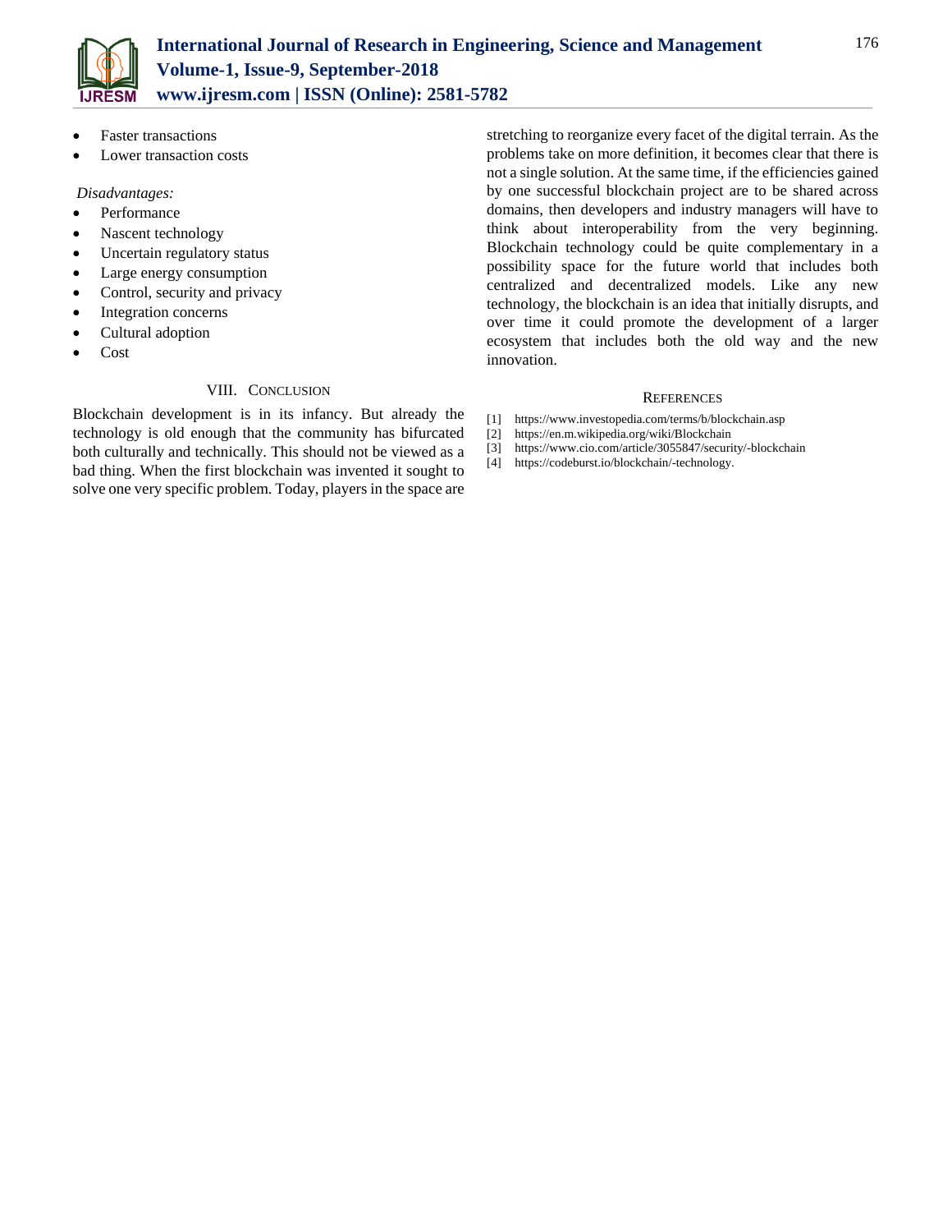- Faster transactions
- Lower transaction costs

*Disadvantages:*

- Performance
- Nascent technology
- Uncertain regulatory status
- Large energy consumption
- Control, security and privacy
- Integration concerns
- Cultural adoption
- Cost

## VIII. Conclusion

Blockchain development is in its infancy. But already the technology is old enough that the community has bifurcated both culturally and technically. This should not be viewed as a bad thing. When the first blockchain was invented it sought to solve one very specific problem. Today, players in the space are stretching to reorganize every facet of the digital terrain. As the problems take on more definition, it becomes clear that there is not a single solution. At the same time, if the efficiencies gained by one successful blockchain project are to be shared across domains, then developers and industry managers will have to think about interoperability from the very beginning. Blockchain technology could be quite complementary in a possibility space for the future world that includes both centralized and decentralized models. Like any new technology, the blockchain is an idea that initially disrupts, and over time it could promote the development of a larger ecosystem that includes both the old way and the new innovation.

## References

[1] https://www.investopedia.com/terms/b/blockchain.asp
[2] https://en.m.wikipedia.org/wiki/Blockchain
[3] https://www.cio.com/article/3055847/security/-blockchain
[4] https://codeburst.io/blockchain/-technology.